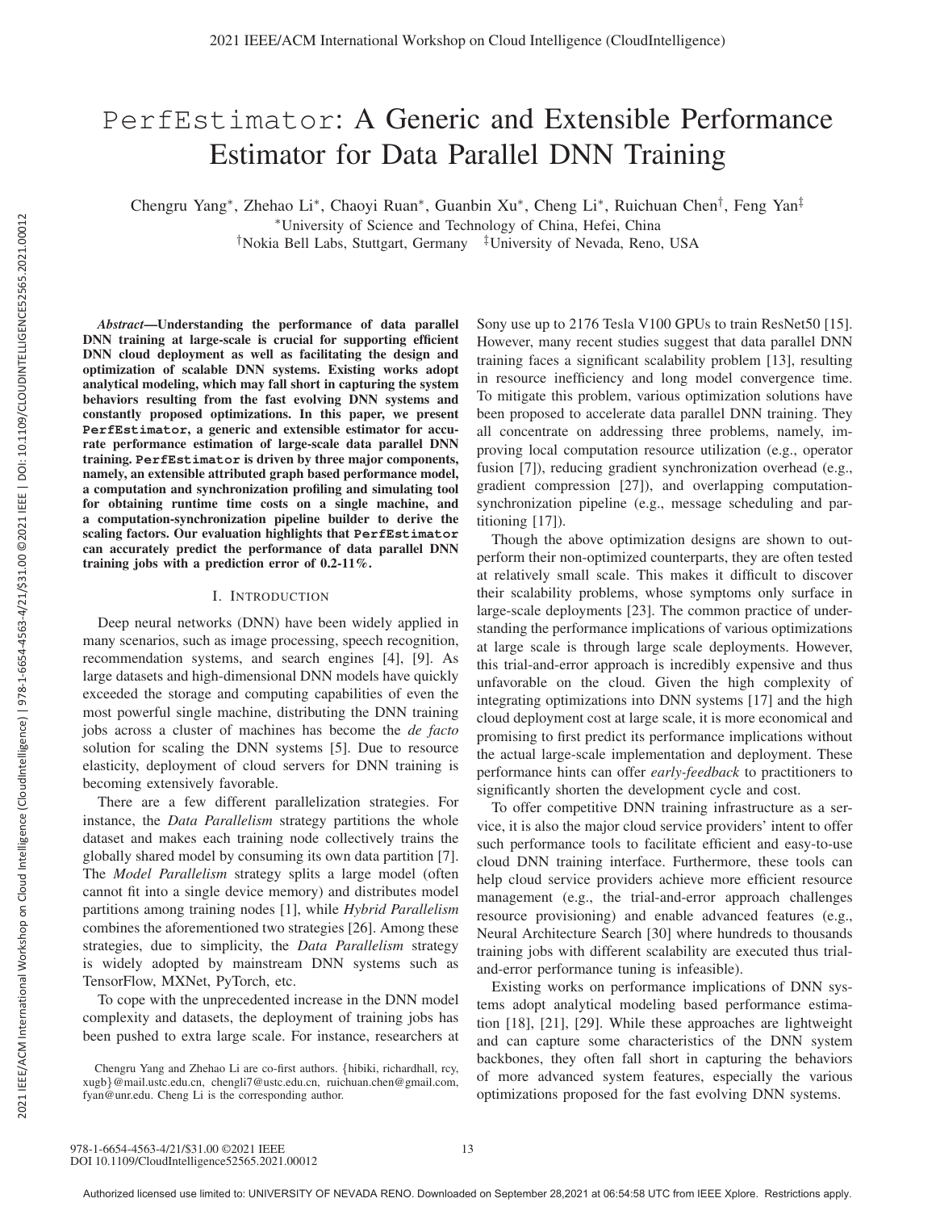# PerfEstimator: A Generic and Extensible Performance Estimator for Data Parallel DNN Training

Chengru Yang*, Zhehao Li*, Chaoyi Ruan*, Guanbin Xu*, Cheng Li*, Ruichuan Chen†, Feng Yan‡

*University of Science and Technology of China, Hefei, China

†Nokia Bell Labs, Stuttgart, Germany ‡University of Nevada, Reno, USA

***Abstract*—Understanding the performance of data parallel DNN training at large-scale is crucial for supporting efficient DNN cloud deployment as well as facilitating the design and optimization of scalable DNN systems. Existing works adopt analytical modeling, which may fall short in capturing the system behaviors resulting from the fast evolving DNN systems and constantly proposed optimizations. In this paper, we present `PerfEstimator`, a generic and extensible estimator for accurate performance estimation of large-scale data parallel DNN training. `PerfEstimator` is driven by three major components, namely, an extensible attributed graph based performance model, a computation and synchronization profiling and simulating tool for obtaining runtime time costs on a single machine, and a computation-synchronization pipeline builder to derive the scaling factors. Our evaluation highlights that `PerfEstimator` can accurately predict the performance of data parallel DNN training jobs with a prediction error of 0.2-11%.**

## I. Introduction

Deep neural networks (DNN) have been widely applied in many scenarios, such as image processing, speech recognition, recommendation systems, and search engines [4], [9]. As large datasets and high-dimensional DNN models have quickly exceeded the storage and computing capabilities of even the most powerful single machine, distributing the DNN training jobs across a cluster of machines has become the *de facto* solution for scaling the DNN systems [5]. Due to resource elasticity, deployment of cloud servers for DNN training is becoming extensively favorable.

There are a few different parallelization strategies. For instance, the *Data Parallelism* strategy partitions the whole dataset and makes each training node collectively trains the globally shared model by consuming its own data partition [7]. The *Model Parallelism* strategy splits a large model (often cannot fit into a single device memory) and distributes model partitions among training nodes [1], while *Hybrid Parallelism* combines the aforementioned two strategies [26]. Among these strategies, due to simplicity, the *Data Parallelism* strategy is widely adopted by mainstream DNN systems such as TensorFlow, MXNet, PyTorch, etc.

To cope with the unprecedented increase in the DNN model complexity and datasets, the deployment of training jobs has been pushed to extra large scale. For instance, researchers at Sony use up to 2176 Tesla V100 GPUs to train ResNet50 [15]. However, many recent studies suggest that data parallel DNN training faces a significant scalability problem [13], resulting in resource inefficiency and long model convergence time. To mitigate this problem, various optimization solutions have been proposed to accelerate data parallel DNN training. They all concentrate on addressing three problems, namely, improving local computation resource utilization (e.g., operator fusion [7]), reducing gradient synchronization overhead (e.g., gradient compression [27]), and overlapping computation-synchronization pipeline (e.g., message scheduling and partitioning [17]).

Though the above optimization designs are shown to outperform their non-optimized counterparts, they are often tested at relatively small scale. This makes it difficult to discover their scalability problems, whose symptoms only surface in large-scale deployments [23]. The common practice of understanding the performance implications of various optimizations at large scale is through large scale deployments. However, this trial-and-error approach is incredibly expensive and thus unfavorable on the cloud. Given the high complexity of integrating optimizations into DNN systems [17] and the high cloud deployment cost at large scale, it is more economical and promising to first predict its performance implications without the actual large-scale implementation and deployment. These performance hints can offer *early-feedback* to practitioners to significantly shorten the development cycle and cost.

To offer competitive DNN training infrastructure as a service, it is also the major cloud service providers' intent to offer such performance tools to facilitate efficient and easy-to-use cloud DNN training interface. Furthermore, these tools can help cloud service providers achieve more efficient resource management (e.g., the trial-and-error approach challenges resource provisioning) and enable advanced features (e.g., Neural Architecture Search [30] where hundreds to thousands training jobs with different scalability are executed thus trial-and-error performance tuning is infeasible).

Existing works on performance implications of DNN systems adopt analytical modeling based performance estimation [18], [21], [29]. While these approaches are lightweight and can capture some characteristics of the DNN system backbones, they often fall short in capturing the behaviors of more advanced system features, especially the various optimizations proposed for the fast evolving DNN systems.

Chengru Yang and Zhehao Li are co-first authors. {hibiki, richardhall, rcy, xugb}@mail.ustc.edu.cn, chengli7@ustc.edu.cn, ruichuan.chen@gmail.com, fyan@unr.edu. Cheng Li is the corresponding author.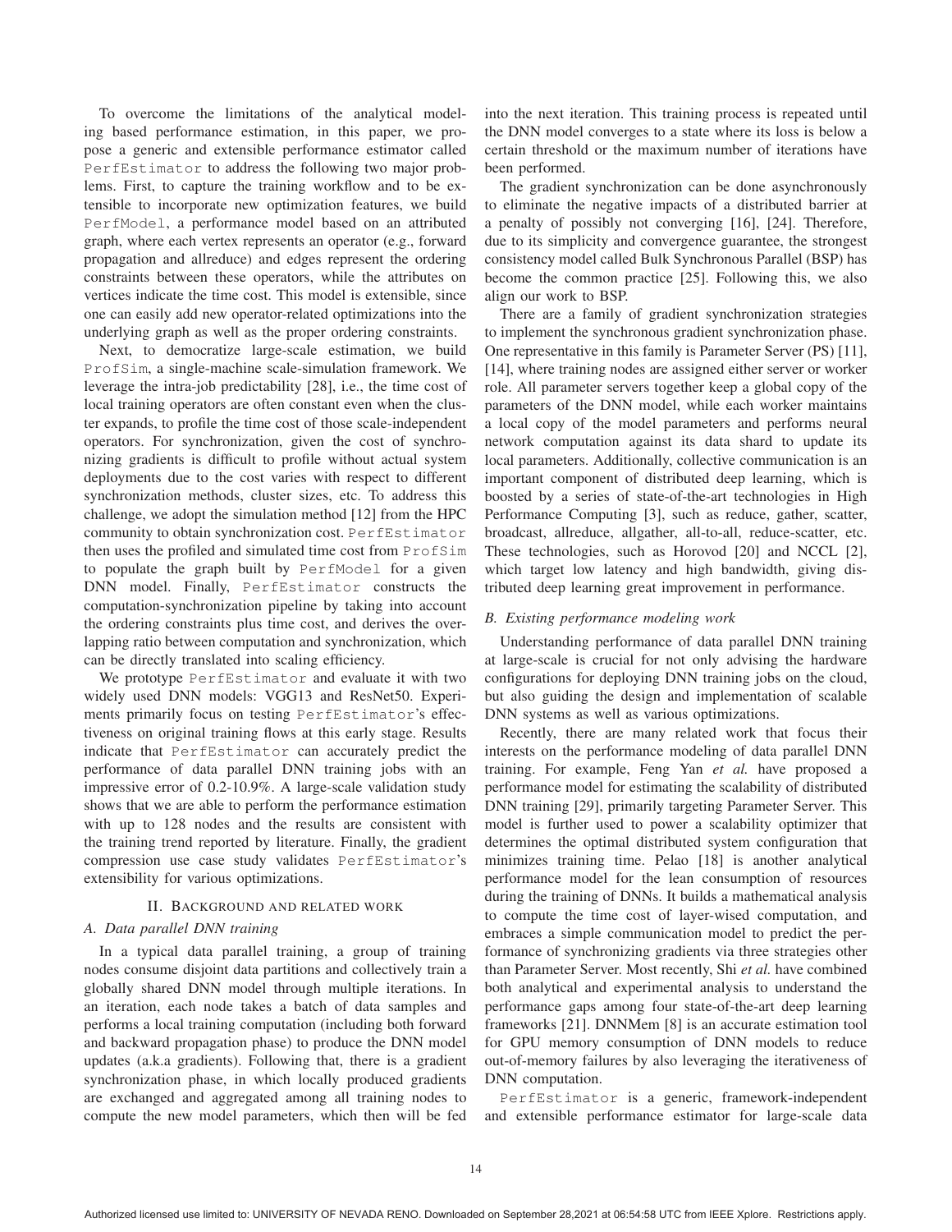To overcome the limitations of the analytical modeling based performance estimation, in this paper, we propose a generic and extensible performance estimator called `PerfEstimator` to address the following two major problems. First, to capture the training workflow and to be extensible to incorporate new optimization features, we build `PerfModel`, a performance model based on an attributed graph, where each vertex represents an operator (e.g., forward propagation and allreduce) and edges represent the ordering constraints between these operators, while the attributes on vertices indicate the time cost. This model is extensible, since one can easily add new operator-related optimizations into the underlying graph as well as the proper ordering constraints.

Next, to democratize large-scale estimation, we build `ProfSim`, a single-machine scale-simulation framework. We leverage the intra-job predictability [28], i.e., the time cost of local training operators are often constant even when the cluster expands, to profile the time cost of those scale-independent operators. For synchronization, given the cost of synchronizing gradients is difficult to profile without actual system deployments due to the cost varies with respect to different synchronization methods, cluster sizes, etc. To address this challenge, we adopt the simulation method [12] from the HPC community to obtain synchronization cost. `PerfEstimator` then uses the profiled and simulated time cost from `ProfSim` to populate the graph built by `PerfModel` for a given DNN model. Finally, `PerfEstimator` constructs the computation-synchronization pipeline by taking into account the ordering constraints plus time cost, and derives the overlapping ratio between computation and synchronization, which can be directly translated into scaling efficiency.

We prototype `PerfEstimator` and evaluate it with two widely used DNN models: VGG13 and ResNet50. Experiments primarily focus on testing `PerfEstimator`'s effectiveness on original training flows at this early stage. Results indicate that `PerfEstimator` can accurately predict the performance of data parallel DNN training jobs with an impressive error of 0.2-10.9%. A large-scale validation study shows that we are able to perform the performance estimation with up to 128 nodes and the results are consistent with the training trend reported by literature. Finally, the gradient compression use case study validates `PerfEstimator`'s extensibility for various optimizations.

## II. Background and Related Work

### A. Data parallel DNN training

In a typical data parallel training, a group of training nodes consume disjoint data partitions and collectively train a globally shared DNN model through multiple iterations. In an iteration, each node takes a batch of data samples and performs a local training computation (including both forward and backward propagation phase) to produce the DNN model updates (a.k.a gradients). Following that, there is a gradient synchronization phase, in which locally produced gradients are exchanged and aggregated among all training nodes to compute the new model parameters, which then will be fed into the next iteration. This training process is repeated until the DNN model converges to a state where its loss is below a certain threshold or the maximum number of iterations have been performed.

The gradient synchronization can be done asynchronously to eliminate the negative impacts of a distributed barrier at a penalty of possibly not converging [16], [24]. Therefore, due to its simplicity and convergence guarantee, the strongest consistency model called Bulk Synchronous Parallel (BSP) has become the common practice [25]. Following this, we also align our work to BSP.

There are a family of gradient synchronization strategies to implement the synchronous gradient synchronization phase. One representative in this family is Parameter Server (PS) [11], [14], where training nodes are assigned either server or worker role. All parameter servers together keep a global copy of the parameters of the DNN model, while each worker maintains a local copy of the model parameters and performs neural network computation against its data shard to update its local parameters. Additionally, collective communication is an important component of distributed deep learning, which is boosted by a series of state-of-the-art technologies in High Performance Computing [3], such as reduce, gather, scatter, broadcast, allreduce, allgather, all-to-all, reduce-scatter, etc. These technologies, such as Horovod [20] and NCCL [2], which target low latency and high bandwidth, giving distributed deep learning great improvement in performance.

### B. Existing performance modeling work

Understanding performance of data parallel DNN training at large-scale is crucial for not only advising the hardware configurations for deploying DNN training jobs on the cloud, but also guiding the design and implementation of scalable DNN systems as well as various optimizations.

Recently, there are many related work that focus their interests on the performance modeling of data parallel DNN training. For example, Feng Yan *et al.* have proposed a performance model for estimating the scalability of distributed DNN training [29], primarily targeting Parameter Server. This model is further used to power a scalability optimizer that determines the optimal distributed system configuration that minimizes training time. Pelao [18] is another analytical performance model for the lean consumption of resources during the training of DNNs. It builds a mathematical analysis to compute the time cost of layer-wised computation, and embraces a simple communication model to predict the performance of synchronizing gradients via three strategies other than Parameter Server. Most recently, Shi *et al.* have combined both analytical and experimental analysis to understand the performance gaps among four state-of-the-art deep learning frameworks [21]. DNNMem [8] is an accurate estimation tool for GPU memory consumption of DNN models to reduce out-of-memory failures by also leveraging the iterativeness of DNN computation.

`PerfEstimator` is a generic, framework-independent and extensible performance estimator for large-scale data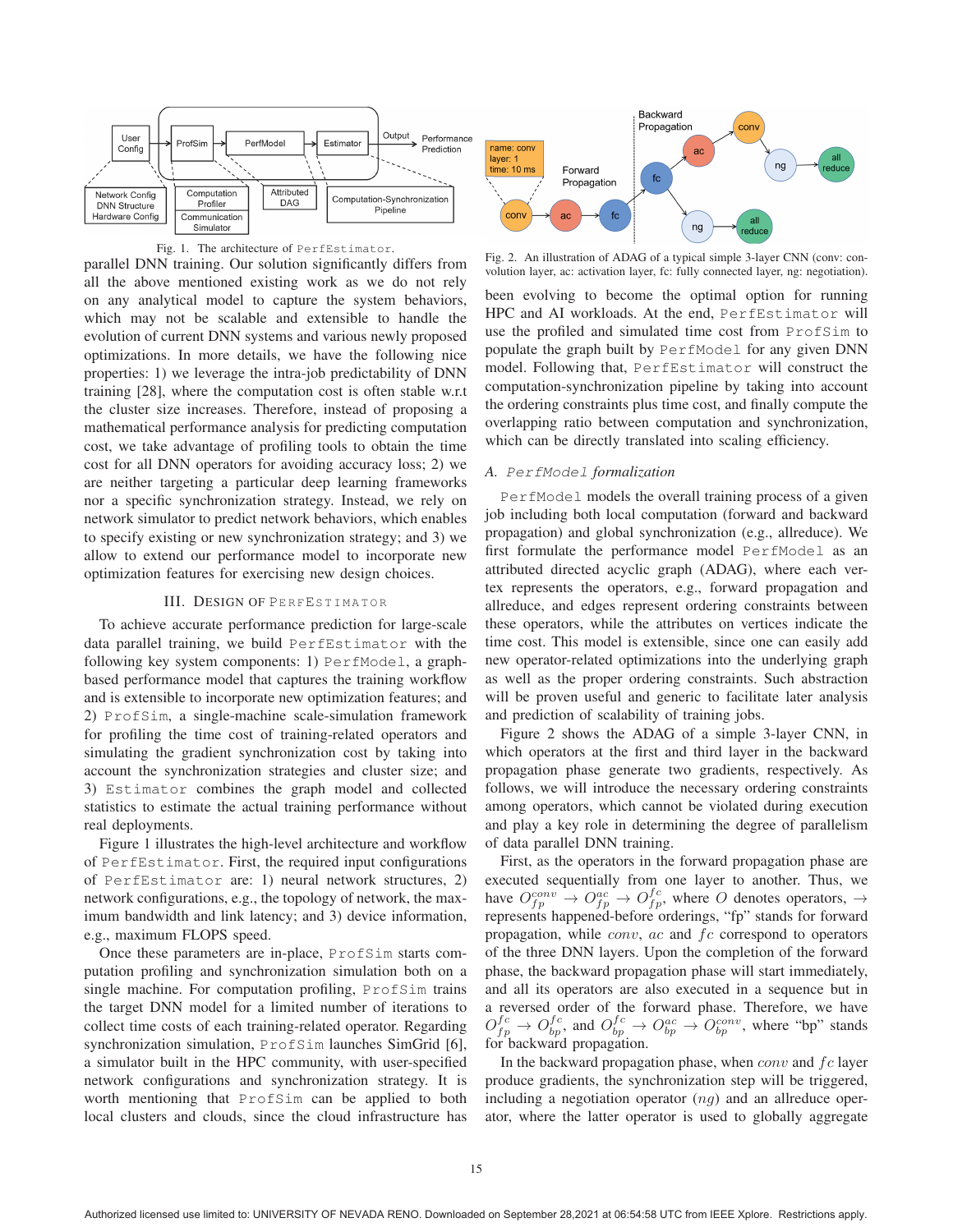Fig. 1. The architecture of PerfEstimator.

parallel DNN training. Our solution significantly differs from all the above mentioned existing work as we do not rely on any analytical model to capture the system behaviors, which may not be scalable and extensible to handle the evolution of current DNN systems and various newly proposed optimizations. In more details, we have the following nice properties: 1) we leverage the intra-job predictability of DNN training [28], where the computation cost is often stable w.r.t the cluster size increases. Therefore, instead of proposing a mathematical performance analysis for predicting computation cost, we take advantage of profiling tools to obtain the time cost for all DNN operators for avoiding accuracy loss; 2) we are neither targeting a particular deep learning frameworks nor a specific synchronization strategy. Instead, we rely on network simulator to predict network behaviors, which enables to specify existing or new synchronization strategy; and 3) we allow to extend our performance model to incorporate new optimization features for exercising new design choices.

## III. Design of PerfEstimator

To achieve accurate performance prediction for large-scale data parallel training, we build PerfEstimator with the following key system components: 1) PerfModel, a graph-based performance model that captures the training workflow and is extensible to incorporate new optimization features; and 2) ProfSim, a single-machine scale-simulation framework for profiling the time cost of training-related operators and simulating the gradient synchronization cost by taking into account the synchronization strategies and cluster size; and 3) Estimator combines the graph model and collected statistics to estimate the actual training performance without real deployments.

Figure 1 illustrates the high-level architecture and workflow of PerfEstimator. First, the required input configurations of PerfEstimator are: 1) neural network structures, 2) network configurations, e.g., the topology of network, the maximum bandwidth and link latency; and 3) device information, e.g., maximum FLOPS speed.

Once these parameters are in-place, ProfSim starts computation profiling and synchronization simulation both on a single machine. For computation profiling, ProfSim trains the target DNN model for a limited number of iterations to collect time costs of each training-related operator. Regarding synchronization simulation, ProfSim launches SimGrid [6], a simulator built in the HPC community, with user-specified network configurations and synchronization strategy. It is worth mentioning that ProfSim can be applied to both local clusters and clouds, since the cloud infrastructure has been evolving to become the optimal option for running HPC and AI workloads. At the end, PerfEstimator will use the profiled and simulated time cost from ProfSim to populate the graph built by PerfModel for any given DNN model. Following that, PerfEstimator will construct the computation-synchronization pipeline by taking into account the ordering constraints plus time cost, and finally compute the overlapping ratio between computation and synchronization, which can be directly translated into scaling efficiency.

Fig. 2. An illustration of ADAG of a typical simple 3-layer CNN (conv: convolution layer, ac: activation layer, fc: fully connected layer, ng: negotiation).

### A. PerfModel formalization

PerfModel models the overall training process of a given job including both local computation (forward and backward propagation) and global synchronization (e.g., allreduce). We first formulate the performance model PerfModel as an attributed directed acyclic graph (ADAG), where each vertex represents the operators, e.g., forward propagation and allreduce, and edges represent ordering constraints between these operators, while the attributes on vertices indicate the time cost. This model is extensible, since one can easily add new operator-related optimizations into the underlying graph as well as the proper ordering constraints. Such abstraction will be proven useful and generic to facilitate later analysis and prediction of scalability of training jobs.

Figure 2 shows the ADAG of a simple 3-layer CNN, in which operators at the first and third layer in the backward propagation phase generate two gradients, respectively. As follows, we will introduce the necessary ordering constraints among operators, which cannot be violated during execution and play a key role in determining the degree of parallelism of data parallel DNN training.

First, as the operators in the forward propagation phase are executed sequentially from one layer to another. Thus, we have $O_{fp}^{conv} \rightarrow O_{fp}^{ac} \rightarrow O_{fp}^{fc}$, where $O$ denotes operators, $\rightarrow$ represents happened-before orderings, "fp" stands for forward propagation, while $conv$, $ac$ and $fc$ correspond to operators of the three DNN layers. Upon the completion of the forward phase, the backward propagation phase will start immediately, and all its operators are also executed in a sequence but in a reversed order of the forward phase. Therefore, we have $O_{fp}^{fc} \rightarrow O_{bp}^{fc}$, and $O_{bp}^{fc} \rightarrow O_{bp}^{ac} \rightarrow O_{bp}^{conv}$, where "bp" stands for backward propagation.

In the backward propagation phase, when $conv$ and $fc$ layer produce gradients, the synchronization step will be triggered, including a negotiation operator ($ng$) and an allreduce operator, where the latter operator is used to globally aggregate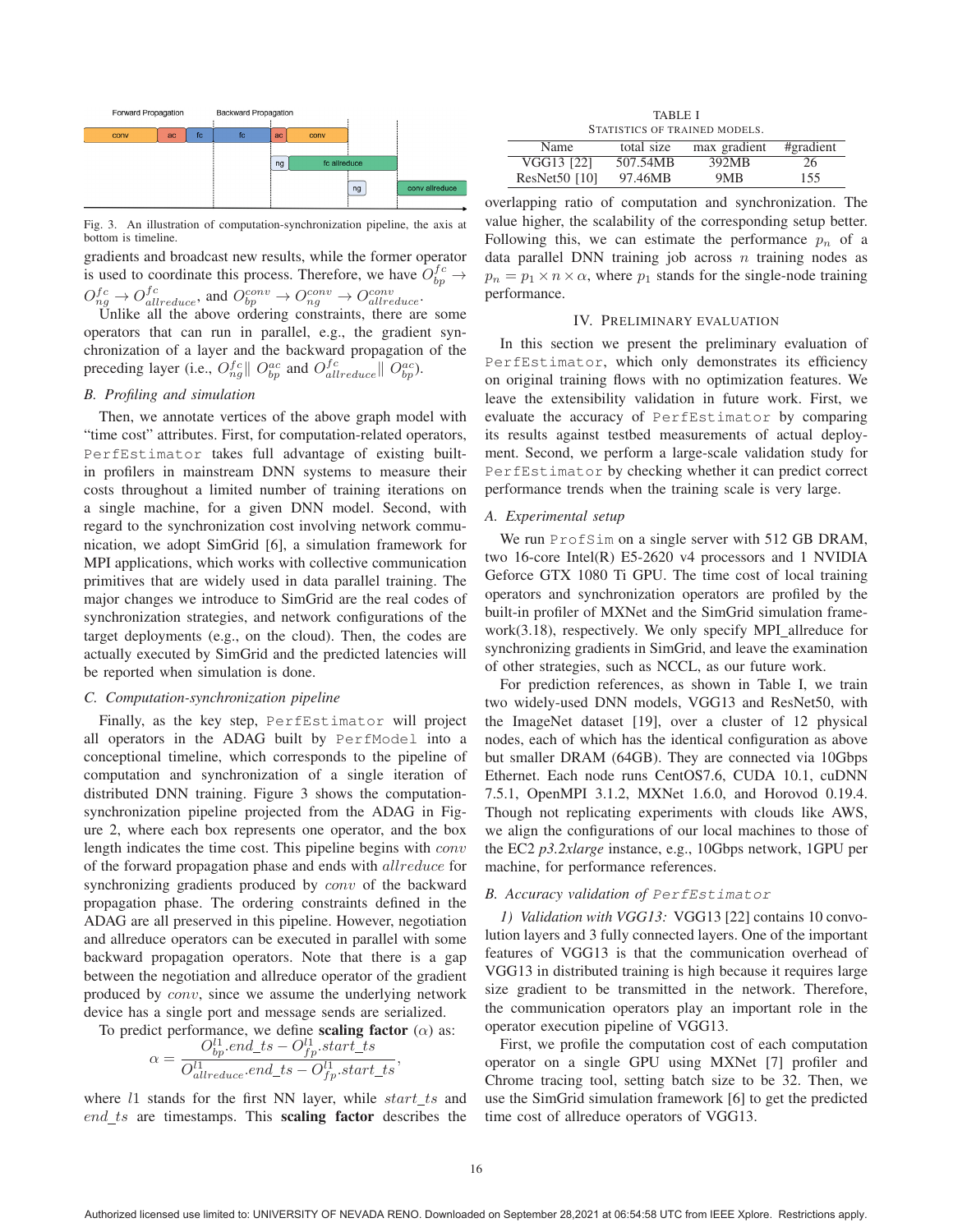Fig. 3. An illustration of computation-synchronization pipeline, the axis at bottom is timeline.

gradients and broadcast new results, while the former operator is used to coordinate this process. Therefore, we have $O_{bp}^{fc} \rightarrow O_{ng}^{fc} \rightarrow O_{allreduce}^{fc}$, and $O_{bp}^{conv} \rightarrow O_{ng}^{conv} \rightarrow O_{allreduce}^{conv}$.

Unlike all the above ordering constraints, there are some operators that can run in parallel, e.g., the gradient synchronization of a layer and the backward propagation of the preceding layer (i.e., $O_{ng}^{fc} \| O_{bp}^{ac}$ and $O_{allreduce}^{fc} \| O_{bp}^{ac}$).

### B. Profiling and simulation

Then, we annotate vertices of the above graph model with "time cost" attributes. First, for computation-related operators, PerfEstimator takes full advantage of existing built-in profilers in mainstream DNN systems to measure their costs throughout a limited number of training iterations on a single machine, for a given DNN model. Second, with regard to the synchronization cost involving network communication, we adopt SimGrid [6], a simulation framework for MPI applications, which works with collective communication primitives that are widely used in data parallel training. The major changes we introduce to SimGrid are the real codes of synchronization strategies, and network configurations of the target deployments (e.g., on the cloud). Then, the codes are actually executed by SimGrid and the predicted latencies will be reported when simulation is done.

### C. Computation-synchronization pipeline

Finally, as the key step, PerfEstimator will project all operators in the ADAG built by PerfModel into a conceptional timeline, which corresponds to the pipeline of computation and synchronization of a single iteration of distributed DNN training. Figure 3 shows the computation-synchronization pipeline projected from the ADAG in Figure 2, where each box represents one operator, and the box length indicates the time cost. This pipeline begins with $conv$ of the forward propagation phase and ends with $allreduce$ for synchronizing gradients produced by $conv$ of the backward propagation phase. The ordering constraints defined in the ADAG are all preserved in this pipeline. However, negotiation and allreduce operators can be executed in parallel with some backward propagation operators. Note that there is a gap between the negotiation and allreduce operator of the gradient produced by $conv$, since we assume the underlying network device has a single port and message sends are serialized.

To predict performance, we define **scaling factor** ($\alpha$) as:

$$\alpha = \frac{O_{bp}^{l1}.end\_ts - O_{fp}^{l1}.start\_ts}{O_{allreduce}^{l1}.end\_ts - O_{fp}^{l1}.start\_ts},$$

where $l1$ stands for the first NN layer, while $start\_ts$ and $end\_ts$ are timestamps. This **scaling factor** describes the overlapping ratio of computation and synchronization. The value higher, the scalability of the corresponding setup better. Following this, we can estimate the performance $p_n$ of a data parallel DNN training job across $n$ training nodes as $p_n = p_1 \times n \times \alpha$, where $p_1$ stands for the single-node training performance.

TABLE I
STATISTICS OF TRAINED MODELS.

| Name | total size | max gradient | #gradient |
|---|---|---|---|
| VGG13 [22] | 507.54MB | 392MB | 26 |
| ResNet50 [10] | 97.46MB | 9MB | 155 |

## IV. PRELIMINARY EVALUATION

In this section we present the preliminary evaluation of PerfEstimator, which only demonstrates its efficiency on original training flows with no optimization features. We leave the extensibility validation in future work. First, we evaluate the accuracy of PerfEstimator by comparing its results against testbed measurements of actual deployment. Second, we perform a large-scale validation study for PerfEstimator by checking whether it can predict correct performance trends when the training scale is very large.

### A. Experimental setup

We run ProfSim on a single server with 512 GB DRAM, two 16-core Intel(R) E5-2620 v4 processors and 1 NVIDIA Geforce GTX 1080 Ti GPU. The time cost of local training operators and synchronization operators are profiled by the built-in profiler of MXNet and the SimGrid simulation framework(3.18), respectively. We only specify MPI_allreduce for synchronizing gradients in SimGrid, and leave the examination of other strategies, such as NCCL, as our future work.

For prediction references, as shown in Table I, we train two widely-used DNN models, VGG13 and ResNet50, with the ImageNet dataset [19], over a cluster of 12 physical nodes, each of which has the identical configuration as above but smaller DRAM (64GB). They are connected via 10Gbps Ethernet. Each node runs CentOS7.6, CUDA 10.1, cuDNN 7.5.1, OpenMPI 3.1.2, MXNet 1.6.0, and Horovod 0.19.4. Though not replicating experiments with clouds like AWS, we align the configurations of our local machines to those of the EC2 *p3.2xlarge* instance, e.g., 10Gbps network, 1GPU per machine, for performance references.

### B. Accuracy validation of PerfEstimator

*1) Validation with VGG13:* VGG13 [22] contains 10 convolution layers and 3 fully connected layers. One of the important features of VGG13 is that the communication overhead of VGG13 in distributed training is high because it requires large size gradient to be transmitted in the network. Therefore, the communication operators play an important role in the operator execution pipeline of VGG13.

First, we profile the computation cost of each computation operator on a single GPU using MXNet [7] profiler and Chrome tracing tool, setting batch size to be 32. Then, we use the SimGrid simulation framework [6] to get the predicted time cost of allreduce operators of VGG13.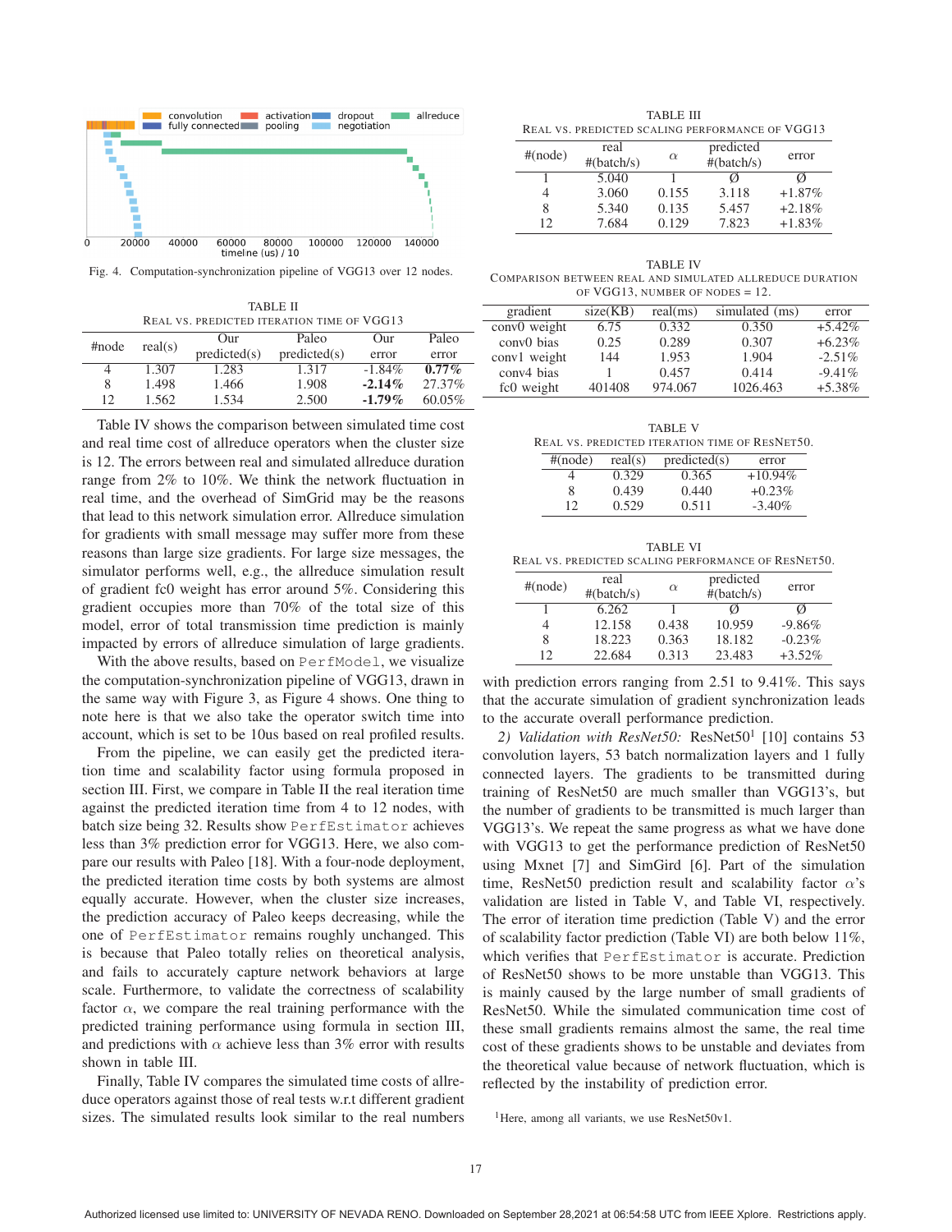Fig. 4. Computation-synchronization pipeline of VGG13 over 12 nodes.

TABLE II
REAL VS. PREDICTED ITERATION TIME OF VGG13

| #node | real(s) | Our predicted(s) | Paleo predicted(s) | Our error | Paleo error |
|---|---|---|---|---|---|
| 4 | 1.307 | 1.283 | 1.317 | -1.84% | **0.77%** |
| 8 | 1.498 | 1.466 | 1.908 | **-2.14%** | 27.37% |
| 12 | 1.562 | 1.534 | 2.500 | **-1.79%** | 60.05% |

Table IV shows the comparison between simulated time cost and real time cost of allreduce operators when the cluster size is 12. The errors between real and simulated allreduce duration range from 2% to 10%. We think the network fluctuation in real time, and the overhead of SimGrid may be the reasons that lead to this network simulation error. Allreduce simulation for gradients with small message may suffer more from these reasons than large size gradients. For large size messages, the simulator performs well, e.g., the allreduce simulation result of gradient fc0 weight has error around 5%. Considering this gradient occupies more than 70% of the total size of this model, error of total transmission time prediction is mainly impacted by errors of allreduce simulation of large gradients.

With the above results, based on `PerfModel`, we visualize the computation-synchronization pipeline of VGG13, drawn in the same way with Figure 3, as Figure 4 shows. One thing to note here is that we also take the operator switch time into account, which is set to be 10us based on real profiled results.

From the pipeline, we can easily get the predicted iteration time and scalability factor using formula proposed in section III. First, we compare in Table II the real iteration time against the predicted iteration time from 4 to 12 nodes, with batch size being 32. Results show `PerfEstimator` achieves less than 3% prediction error for VGG13. Here, we also compare our results with Paleo [18]. With a four-node deployment, the predicted iteration time costs by both systems are almost equally accurate. However, when the cluster size increases, the prediction accuracy of Paleo keeps decreasing, while the one of `PerfEstimator` remains roughly unchanged. This is because that Paleo totally relies on theoretical analysis, and fails to accurately capture network behaviors at large scale. Furthermore, to validate the correctness of scalability factor $\alpha$, we compare the real training performance with the predicted training performance using formula in section III, and predictions with $\alpha$ achieve less than 3% error with results shown in table III.

Finally, Table IV compares the simulated time costs of allreduce operators against those of real tests w.r.t different gradient sizes. The simulated results look similar to the real numbers with prediction errors ranging from 2.51 to 9.41%. This says that the accurate simulation of gradient synchronization leads to the accurate overall performance prediction.

TABLE III
REAL VS. PREDICTED SCALING PERFORMANCE OF VGG13

| #(node) | real #(batch/s) | $\alpha$ | predicted #(batch/s) | error |
|---|---|---|---|---|
| 1 | 5.040 | 1 | Ø | Ø |
| 4 | 3.060 | 0.155 | 3.118 | +1.87% |
| 8 | 5.340 | 0.135 | 5.457 | +2.18% |
| 12 | 7.684 | 0.129 | 7.823 | +1.83% |

TABLE IV
COMPARISON BETWEEN REAL AND SIMULATED ALLREDUCE DURATION OF VGG13, NUMBER OF NODES = 12.

| gradient | size(KB) | real(ms) | simulated (ms) | error |
|---|---|---|---|---|
| conv0 weight | 6.75 | 0.332 | 0.350 | +5.42% |
| conv0 bias | 0.25 | 0.289 | 0.307 | +6.23% |
| conv1 weight | 144 | 1.953 | 1.904 | -2.51% |
| conv4 bias | 1 | 0.457 | 0.414 | -9.41% |
| fc0 weight | 401408 | 974.067 | 1026.463 | +5.38% |

TABLE V
REAL VS. PREDICTED ITERATION TIME OF RESNET50.

| #(node) | real(s) | predicted(s) | error |
|---|---|---|---|
| 4 | 0.329 | 0.365 | +10.94% |
| 8 | 0.439 | 0.440 | +0.23% |
| 12 | 0.529 | 0.511 | -3.40% |

TABLE VI
REAL VS. PREDICTED SCALING PERFORMANCE OF RESNET50.

| #(node) | real #(batch/s) | $\alpha$ | predicted #(batch/s) | error |
|---|---|---|---|---|
| 1 | 6.262 | 1 | Ø | Ø |
| 4 | 12.158 | 0.438 | 10.959 | -9.86% |
| 8 | 18.223 | 0.363 | 18.182 | -0.23% |
| 12 | 22.684 | 0.313 | 23.483 | +3.52% |

*2) Validation with ResNet50:* ResNet50[1] [10] contains 53 convolution layers, 53 batch normalization layers and 1 fully connected layers. The gradients to be transmitted during training of ResNet50 are much smaller than VGG13's, but the number of gradients to be transmitted is much larger than VGG13's. We repeat the same progress as what we have done with VGG13 to get the performance prediction of ResNet50 using Mxnet [7] and SimGird [6]. Part of the simulation time, ResNet50 prediction result and scalability factor $\alpha$'s validation are listed in Table V, and Table VI, respectively. The error of iteration time prediction (Table V) and the error of scalability factor prediction (Table VI) are both below 11%, which verifies that `PerfEstimator` is accurate. Prediction of ResNet50 shows to be more unstable than VGG13. This is mainly caused by the large number of small gradients of ResNet50. While the simulated communication time cost of these small gradients remains almost the same, the real time cost of these gradients shows to be unstable and deviates from the theoretical value because of network fluctuation, which is reflected by the instability of prediction error.

[1]Here, among all variants, we use ResNet50v1.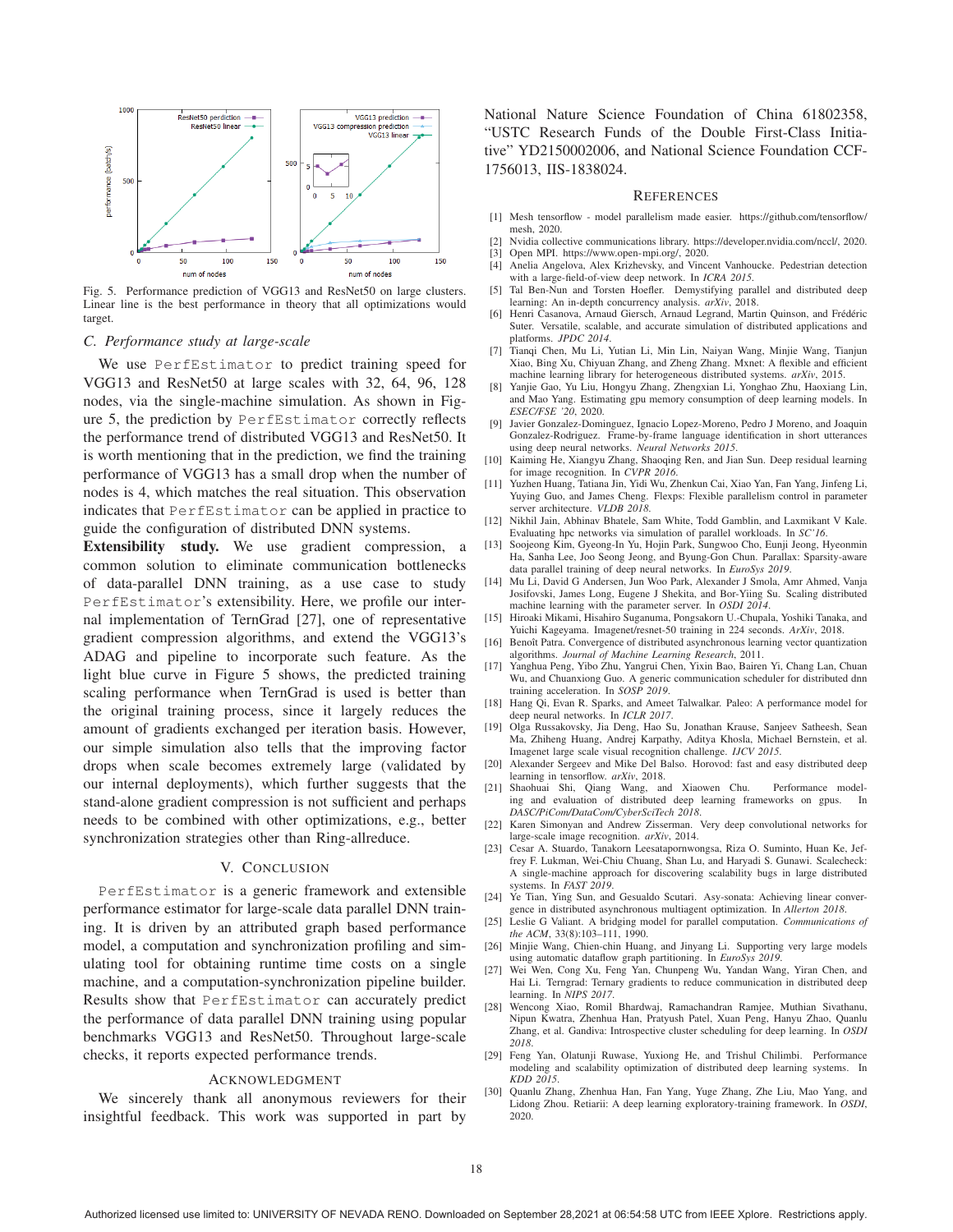1000

ResNet50 perdiction
ResNet50 linear

performance (batch/s)

500

0

0 50 100 150

num of nodes

VGG13 prediction
VGG13 compression prediction
VGG13 linear

500

5

0

0 5 10

0

0 50 100 150

num of nodes

Fig. 5. Performance prediction of VGG13 and ResNet50 on large clusters. Linear line is the best performance in theory that all optimizations would target.

### C. Performance study at large-scale

We use PerfEstimator to predict training speed for VGG13 and ResNet50 at large scales with 32, 64, 96, 128 nodes, via the single-machine simulation. As shown in Figure 5, the prediction by PerfEstimator correctly reflects the performance trend of distributed VGG13 and ResNet50. It is worth mentioning that in the prediction, we find the training performance of VGG13 has a small drop when the number of nodes is 4, which matches the real situation. This observation indicates that PerfEstimator can be applied in practice to guide the configuration of distributed DNN systems.

**Extensibility study.** We use gradient compression, a common solution to eliminate communication bottlenecks of data-parallel DNN training, as a use case to study PerfEstimator's extensibility. We profile our internal implementation of TernGrad [27], one of representative gradient compression algorithms, and extend the VGG13's ADAG and pipeline to incorporate such feature. As the light blue curve in Figure 5 shows, the predicted training scaling performance when TernGrad is used is better than the original training process, since it largely reduces the amount of gradients exchanged per iteration basis. However, our simple simulation also tells that the improving factor drops when scale becomes extremely large (validated by our internal deployments), which further suggests that the stand-alone gradient compression is not sufficient and perhaps needs to be combined with other optimizations, e.g., better synchronization strategies other than Ring-allreduce.

## V. Conclusion

PerfEstimator is a generic framework and extensible performance estimator for large-scale data parallel DNN training. It is driven by an attributed graph based performance model, a computation and synchronization profiling and simulating tool for obtaining runtime time costs on a single machine, and a computation-synchronization pipeline builder. Results show that PerfEstimator can accurately predict the performance of data parallel DNN training using popular benchmarks VGG13 and ResNet50. Throughout large-scale checks, it reports expected performance trends.

## Acknowledgment

We sincerely thank all anonymous reviewers for their insightful feedback. This work was supported in part by National Nature Science Foundation of China 61802358, "USTC Research Funds of the Double First-Class Initiative" YD2150002006, and National Science Foundation CCF-1756013, IIS-1838024.

## References

[1] Mesh tensorflow - model parallelism made easier. https://github.com/tensorflow/mesh, 2020.

[2] Nvidia collective communications library. https://developer.nvidia.com/nccl/, 2020.

[3] Open MPI. https://www.open-mpi.org/, 2020.

[4] Anelia Angelova, Alex Krizhevsky, and Vincent Vanhoucke. Pedestrian detection with a large-field-of-view deep network. In *ICRA 2015*.

[5] Tal Ben-Nun and Torsten Hoefler. Demystifying parallel and distributed deep learning: An in-depth concurrency analysis. *arXiv*, 2018.

[6] Henri Casanova, Arnaud Giersch, Arnaud Legrand, Martin Quinson, and Frédéric Suter. Versatile, scalable, and accurate simulation of distributed applications and platforms. *JPDC 2014*.

[7] Tianqi Chen, Mu Li, Yutian Li, Min Lin, Naiyan Wang, Minjie Wang, Tianjun Xiao, Bing Xu, Chiyuan Zhang, and Zheng Zhang. Mxnet: A flexible and efficient machine learning library for heterogeneous distributed systems. *arXiv*, 2015.

[8] Yanjie Gao, Yu Liu, Hongyu Zhang, Zhengxian Li, Yonghao Zhu, Haoxiang Lin, and Mao Yang. Estimating gpu memory consumption of deep learning models. In *ESEC/FSE '20*, 2020.

[9] Javier Gonzalez-Dominguez, Ignacio Lopez-Moreno, Pedro J Moreno, and Joaquin Gonzalez-Rodriguez. Frame-by-frame language identification in short utterances using deep neural networks. *Neural Networks 2015*.

[10] Kaiming He, Xiangyu Zhang, Shaoqing Ren, and Jian Sun. Deep residual learning for image recognition. In *CVPR 2016*.

[11] Yuzhen Huang, Tatiana Jin, Yidi Wu, Zhenkun Cai, Xiao Yan, Fan Yang, Jinfeng Li, Yuying Guo, and James Cheng. Flexps: Flexible parallelism control in parameter server architecture. *VLDB 2018*.

[12] Nikhil Jain, Abhinav Bhatele, Sam White, Todd Gamblin, and Laxmikant V Kale. Evaluating hpc networks via simulation of parallel workloads. In *SC'16*.

[13] Soojeong Kim, Gyeong-In Yu, Hojin Park, Sungwoo Cho, Eunji Jeong, Hyeonmin Ha, Sanha Lee, Joo Seong Jeong, and Byung-Gon Chun. Parallax: Sparsity-aware data parallel training of deep neural networks. In *EuroSys 2019*.

[14] Mu Li, David G Andersen, Jun Woo Park, Alexander J Smola, Amr Ahmed, Vanja Josifovski, James Long, Eugene J Shekita, and Bor-Yiing Su. Scaling distributed machine learning with the parameter server. In *OSDI 2014*.

[15] Hiroaki Mikami, Hisahiro Suganuma, Pongsakorn U.-Chupala, Yoshiki Tanaka, and Yuichi Kageyama. Imagenet/resnet-50 training in 224 seconds. *ArXiv*, 2018.

[16] Benoît Patra. Convergence of distributed asynchronous learning vector quantization algorithms. *Journal of Machine Learning Research*, 2011.

[17] Yanghua Peng, Yibo Zhu, Yangrui Chen, Yixin Bao, Bairen Yi, Chang Lan, Chuan Wu, and Chuanxiong Guo. A generic communication scheduler for distributed dnn training acceleration. In *SOSP 2019*.

[18] Hang Qi, Evan R. Sparks, and Ameet Talwalkar. Paleo: A performance model for deep neural networks. In *ICLR 2017*.

[19] Olga Russakovsky, Jia Deng, Hao Su, Jonathan Krause, Sanjeev Satheesh, Sean Ma, Zhiheng Huang, Andrej Karpathy, Aditya Khosla, Michael Bernstein, et al. Imagenet large scale visual recognition challenge. *IJCV 2015*.

[20] Alexander Sergeev and Mike Del Balso. Horovod: fast and easy distributed deep learning in tensorflow. *arXiv*, 2018.

[21] Shaohuai Shi, Qiang Wang, and Xiaowen Chu. Performance modeling and evaluation of distributed deep learning frameworks on gpus. In *DASC/PiCom/DataCom/CyberSciTech 2018*.

[22] Karen Simonyan and Andrew Zisserman. Very deep convolutional networks for large-scale image recognition. *arXiv*, 2014.

[23] Cesar A. Stuardo, Tanakorn Leesatapornwongsa, Riza O. Suminto, Huan Ke, Jeffrey F. Lukman, Wei-Chiu Chuang, Shan Lu, and Haryadi S. Gunawi. Scalecheck: A single-machine approach for discovering scalability bugs in large distributed systems. In *FAST 2019*.

[24] Ye Tian, Ying Sun, and Gesualdo Scutari. Asy-sonata: Achieving linear convergence in distributed asynchronous multiagent optimization. In *Allerton 2018*.

[25] Leslie G Valiant. A bridging model for parallel computation. *Communications of the ACM*, 33(8):103–111, 1990.

[26] Minjie Wang, Chien-chin Huang, and Jinyang Li. Supporting very large models using automatic dataflow graph partitioning. In *EuroSys 2019*.

[27] Wei Wen, Cong Xu, Feng Yan, Chunpeng Wu, Yandan Wang, Yiran Chen, and Hai Li. Terngrad: Ternary gradients to reduce communication in distributed deep learning. In *NIPS 2017*.

[28] Wencong Xiao, Romil Bhardwaj, Ramachandran Ramjee, Muthian Sivathanu, Nipun Kwatra, Zhenhua Han, Pratyush Patel, Xuan Peng, Hanyu Zhao, Quanlu Zhang, et al. Gandiva: Introspective cluster scheduling for deep learning. In *OSDI 2018*.

[29] Feng Yan, Olatunji Ruwase, Yuxiong He, and Trishul Chilimbi. Performance modeling and scalability optimization of distributed deep learning systems. In *KDD 2015*.

[30] Quanlu Zhang, Zhenhua Han, Fan Yang, Yuge Zhang, Zhe Liu, Mao Yang, and Lidong Zhou. Retiarii: A deep learning exploratory-training framework. In *OSDI*, 2020.